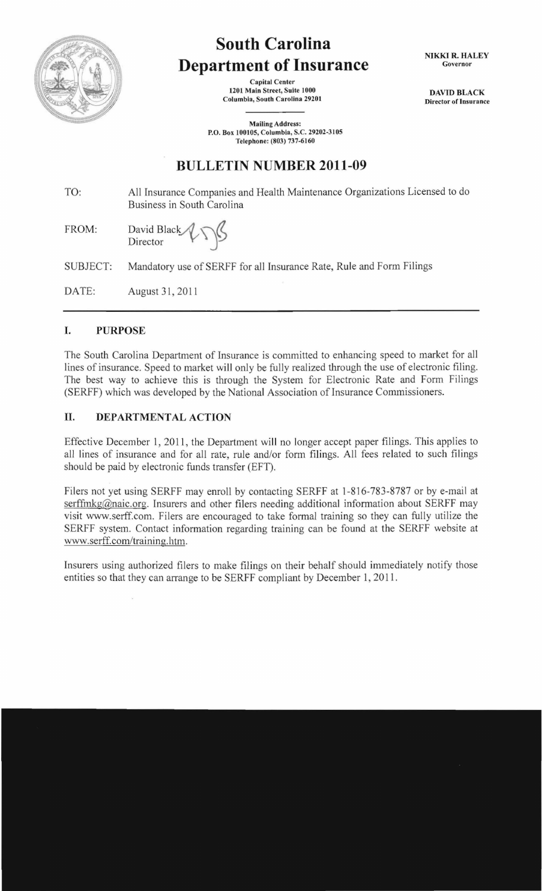# South Carolina Department of Insurance

Capital Center
1201 Main Street, Suite 1000
Columbia, South Carolina 29201

Mailing Address:
P.O. Box 100105, Columbia, S.C. 29202-3105
Telephone: (803) 737-6160

**NIKKI R. HALEY**
Governor

**DAVID BLACK**
Director of Insurance

## BULLETIN NUMBER 2011-09

TO: All Insurance Companies and Health Maintenance Organizations Licensed to do Business in South Carolina

FROM: David Black
Director

SUBJECT: Mandatory use of SERFF for all Insurance Rate, Rule and Form Filings

DATE: August 31, 2011

### I. PURPOSE

The South Carolina Department of Insurance is committed to enhancing speed to market for all lines of insurance. Speed to market will only be fully realized through the use of electronic filing. The best way to achieve this is through the System for Electronic Rate and Form Filings (SERFF) which was developed by the National Association of Insurance Commissioners.

### II. DEPARTMENTAL ACTION

Effective December 1, 2011, the Department will no longer accept paper filings. This applies to all lines of insurance and for all rate, rule and/or form filings. All fees related to such filings should be paid by electronic funds transfer (EFT).

Filers not yet using SERFF may enroll by contacting SERFF at 1-816-783-8787 or by e-mail at serffmkg@naic.org. Insurers and other filers needing additional information about SERFF may visit www.serff.com. Filers are encouraged to take formal training so they can fully utilize the SERFF system. Contact information regarding training can be found at the SERFF website at www.serff.com/training.htm.

Insurers using authorized filers to make filings on their behalf should immediately notify those entities so that they can arrange to be SERFF compliant by December 1, 2011.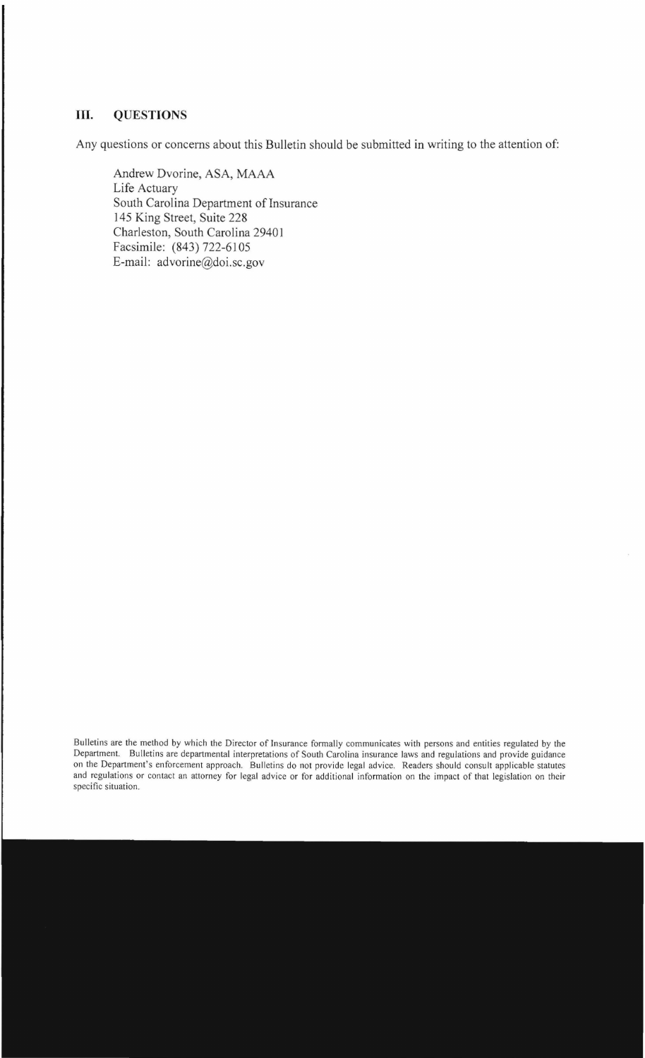## III. QUESTIONS

Any questions or concerns about this Bulletin should be submitted in writing to the attention of:

Andrew Dvorine, ASA, MAAA
Life Actuary
South Carolina Department of Insurance
145 King Street, Suite 228
Charleston, South Carolina 29401
Facsimile: (843) 722-6105
E-mail: advorine@doi.sc.gov

Bulletins are the method by which the Director of Insurance formally communicates with persons and entities regulated by the Department. Bulletins are departmental interpretations of South Carolina insurance laws and regulations and provide guidance on the Department's enforcement approach. Bulletins do not provide legal advice. Readers should consult applicable statutes and regulations or contact an attorney for legal advice or for additional information on the impact of that legislation on their specific situation.